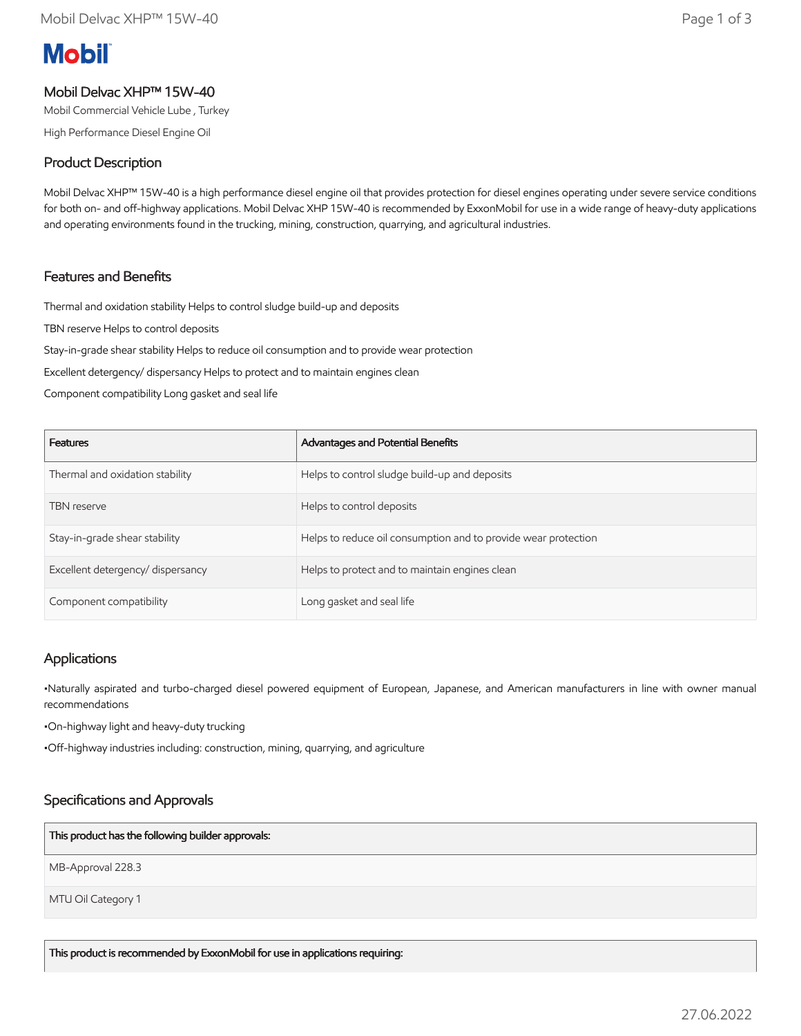Mobil

# Mobil Delvac XHP™ 15W-40

Mobil Commercial Vehicle Lube , Turkey

High Performance Diesel Engine Oil

## Product Description

Mobil Delvac XHP™ 15W-40 is a high performance diesel engine oil that provides protection for diesel engines operating under severe service conditions for both on- and off-highway applications. Mobil Delvac XHP 15W-40 is recommended by ExxonMobil for use in a wide range of heavy-duty applications and operating environments found in the trucking, mining, construction, quarrying, and agricultural industries.

## Features and Benefits

Thermal and oxidation stability Helps to control sludge build-up and deposits

TBN reserve Helps to control deposits

Stay-in-grade shear stability Helps to reduce oil consumption and to provide wear protection

Excellent detergency/ dispersancy Helps to protect and to maintain engines clean

Component compatibility Long gasket and seal life

| Features | Advantages and Potential Benefits |
|---|---|
| Thermal and oxidation stability | Helps to control sludge build-up and deposits |
| TBN reserve | Helps to control deposits |
| Stay-in-grade shear stability | Helps to reduce oil consumption and to provide wear protection |
| Excellent detergency/ dispersancy | Helps to protect and to maintain engines clean |
| Component compatibility | Long gasket and seal life |

## Applications

•Naturally aspirated and turbo-charged diesel powered equipment of European, Japanese, and American manufacturers in line with owner manual recommendations

•On-highway light and heavy-duty trucking

•Off-highway industries including: construction, mining, quarrying, and agriculture

## Specifications and Approvals

| This product has the following builder approvals: |
|---|
| MB-Approval 228.3 |
| MTU Oil Category 1 |

| This product is recommended by ExxonMobil for use in applications requiring: |
|---|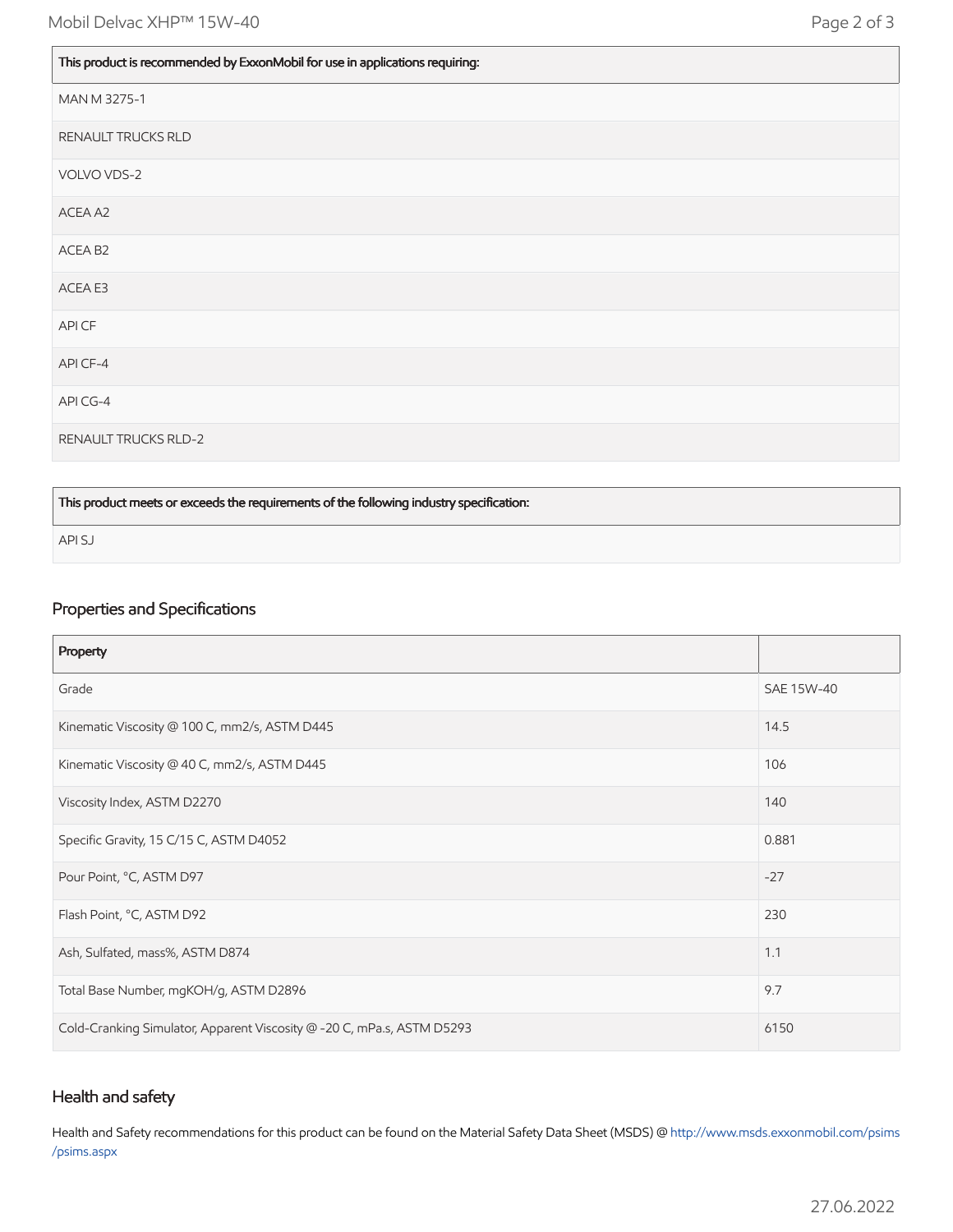| This product is recommended by ExxonMobil for use in applications requiring: |
| --- |
| MAN M 3275-1 |
| RENAULT TRUCKS RLD |
| VOLVO VDS-2 |
| ACEA A2 |
| ACEA B2 |
| ACEA E3 |
| API CF |
| API CF-4 |
| API CG-4 |
| RENAULT TRUCKS RLD-2 |

| This product meets or exceeds the requirements of the following industry specification: |
| --- |
| API SJ |

## Properties and Specifications

| Property | |
| --- | --- |
| Grade | SAE 15W-40 |
| Kinematic Viscosity @ 100 C, mm2/s, ASTM D445 | 14.5 |
| Kinematic Viscosity @ 40 C, mm2/s, ASTM D445 | 106 |
| Viscosity Index, ASTM D2270 | 140 |
| Specific Gravity, 15 C/15 C, ASTM D4052 | 0.881 |
| Pour Point, °C, ASTM D97 | -27 |
| Flash Point, °C, ASTM D92 | 230 |
| Ash, Sulfated, mass%, ASTM D874 | 1.1 |
| Total Base Number, mgKOH/g, ASTM D2896 | 9.7 |
| Cold-Cranking Simulator, Apparent Viscosity @ -20 C, mPa.s, ASTM D5293 | 6150 |

## Health and safety

Health and Safety recommendations for this product can be found on the Material Safety Data Sheet (MSDS) @ http://www.msds.exxonmobil.com/psims/psims.aspx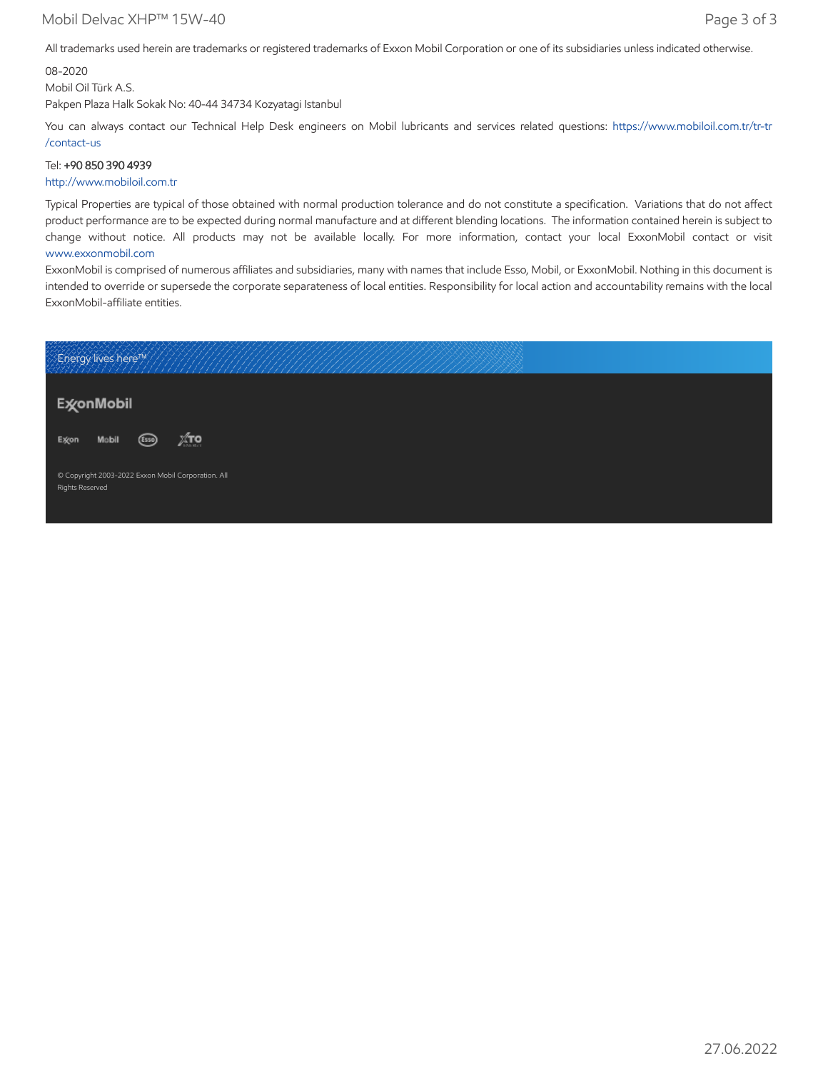All trademarks used herein are trademarks or registered trademarks of Exxon Mobil Corporation or one of its subsidiaries unless indicated otherwise.

08-2020
Mobil Oil Türk A.S.
Pakpen Plaza Halk Sokak No: 40-44 34734 Kozyatagi Istanbul

You can always contact our Technical Help Desk engineers on Mobil lubricants and services related questions: https://www.mobiloil.com.tr/tr-tr/contact-us

Tel: +90 850 390 4939
http://www.mobiloil.com.tr

Typical Properties are typical of those obtained with normal production tolerance and do not constitute a specification. Variations that do not affect product performance are to be expected during normal manufacture and at different blending locations. The information contained herein is subject to change without notice. All products may not be available locally. For more information, contact your local ExxonMobil contact or visit www.exxonmobil.com

ExxonMobil is comprised of numerous affiliates and subsidiaries, many with names that include Esso, Mobil, or ExxonMobil. Nothing in this document is intended to override or supersede the corporate separateness of local entities. Responsibility for local action and accountability remains with the local ExxonMobil-affiliate entities.

Energy lives here™

ExxonMobil

Exxon Mobil Esso XTO

© Copyright 2003-2022 Exxon Mobil Corporation. All Rights Reserved